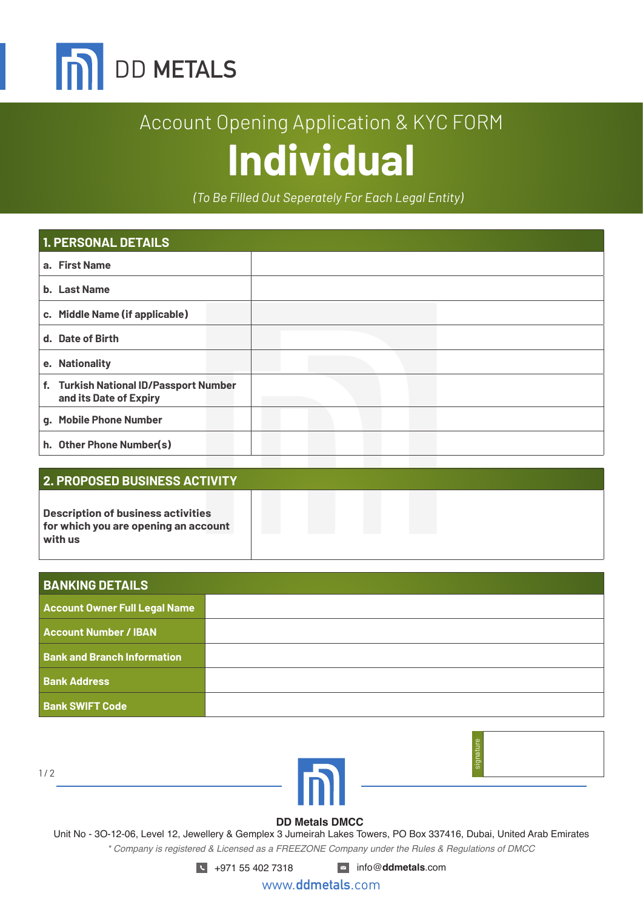# DD METALS

## Account Opening Application & KYC FORM

# Individual

*(To Be Filled Out Seperately For Each Legal Entity)*

| 1. PERSONAL DETAILS | |
|---|---|
| a. First Name | |
| b. Last Name | |
| c. Middle Name (if applicable) | |
| d. Date of Birth | |
| e. Nationality | |
| f. Turkish National ID/Passport Number and its Date of Expiry | |
| g. Mobile Phone Number | |
| h. Other Phone Number(s) | |

| 2. PROPOSED BUSINESS ACTIVITY | |
|---|---|
| Description of business activities for which you are opening an account with us | |

| BANKING DETAILS | |
|---|---|
| Account Owner Full Legal Name | |
| Account Number / IBAN | |
| Bank and Branch Information | |
| Bank Address | |
| Bank SWIFT Code | |

signature

**DD Metals DMCC**

Unit No - 3O-12-06, Level 12, Jewellery & Gemplex 3 Jumeirah Lakes Towers, PO Box 337416, Dubai, United Arab Emirates

*\* Company is registered & Licensed as a FREEZONE Company under the Rules & Regulations of DMCC*

+971 55 402 7318 info@**ddmetals**.com

www.**ddmetals**.com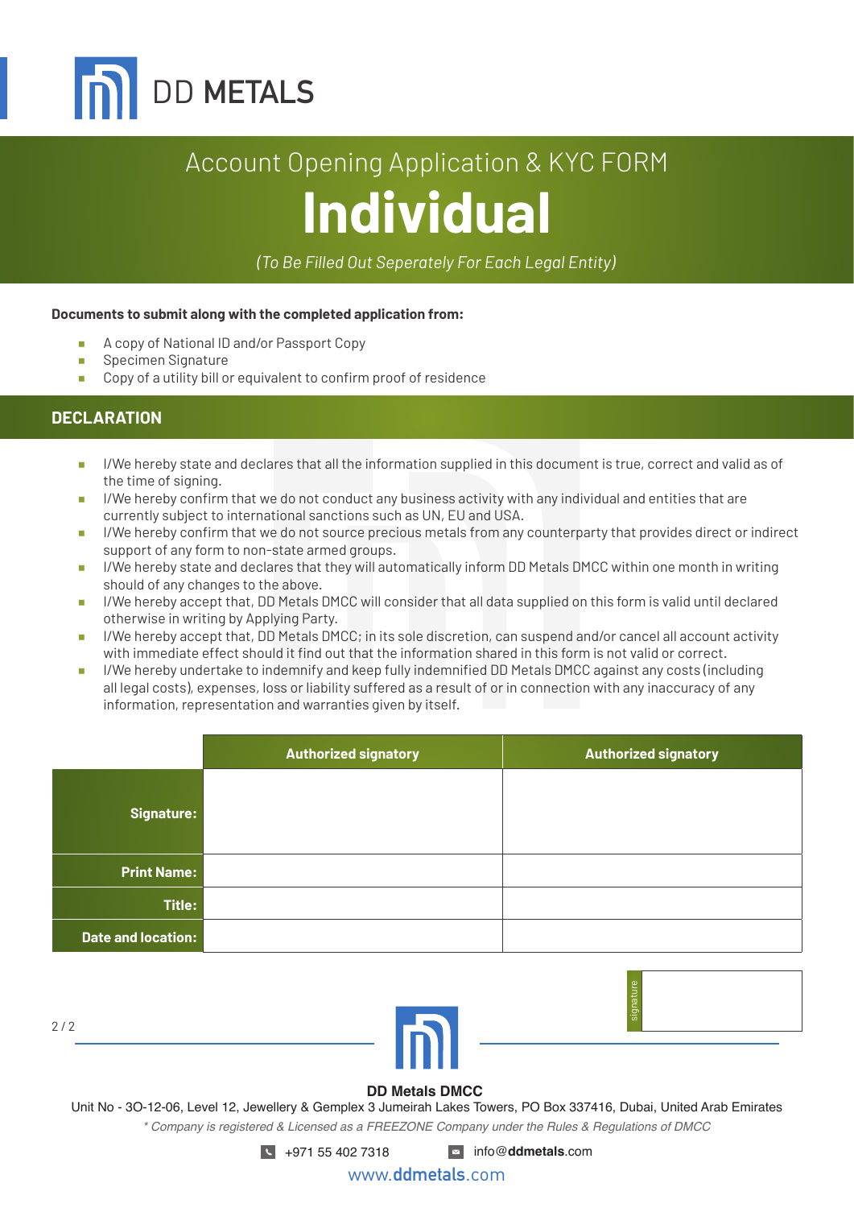# DD METALS

## Account Opening Application & KYC FORM

# Individual

*(To Be Filled Out Seperately For Each Legal Entity)*

**Documents to submit along with the completed application from:**

- A copy of National ID and/or Passport Copy
- Specimen Signature
- Copy of a utility bill or equivalent to confirm proof of residence

## DECLARATION

- I/We hereby state and declares that all the information supplied in this document is true, correct and valid as of the time of signing.
- I/We hereby confirm that we do not conduct any business activity with any individual and entities that are currently subject to international sanctions such as UN, EU and USA.
- I/We hereby confirm that we do not source precious metals from any counterparty that provides direct or indirect support of any form to non-state armed groups.
- I/We hereby state and declares that they will automatically inform DD Metals DMCC within one month in writing should of any changes to the above.
- I/We hereby accept that, DD Metals DMCC will consider that all data supplied on this form is valid until declared otherwise in writing by Applying Party.
- I/We hereby accept that, DD Metals DMCC; in its sole discretion, can suspend and/or cancel all account activity with immediate effect should it find out that the information shared in this form is not valid or correct.
- I/We hereby undertake to indemnify and keep fully indemnified DD Metals DMCC against any costs (including all legal costs), expenses, loss or liability suffered as a result of or in connection with any inaccuracy of any information, representation and warranties given by itself.

| | Authorized signatory | Authorized signatory |
|---|---|---|
| **Signature:** | | |
| **Print Name:** | | |
| **Title:** | | |
| **Date and location:** | | |

signature

**DD Metals DMCC**

Unit No - 3O-12-06, Level 12, Jewellery & Gemplex 3 Jumeirah Lakes Towers, PO Box 337416, Dubai, United Arab Emirates

*\* Company is registered & Licensed as a FREEZONE Company under the Rules & Regulations of DMCC*

+971 55 402 7318 info@**ddmetals**.com

www.**ddmetals**.com